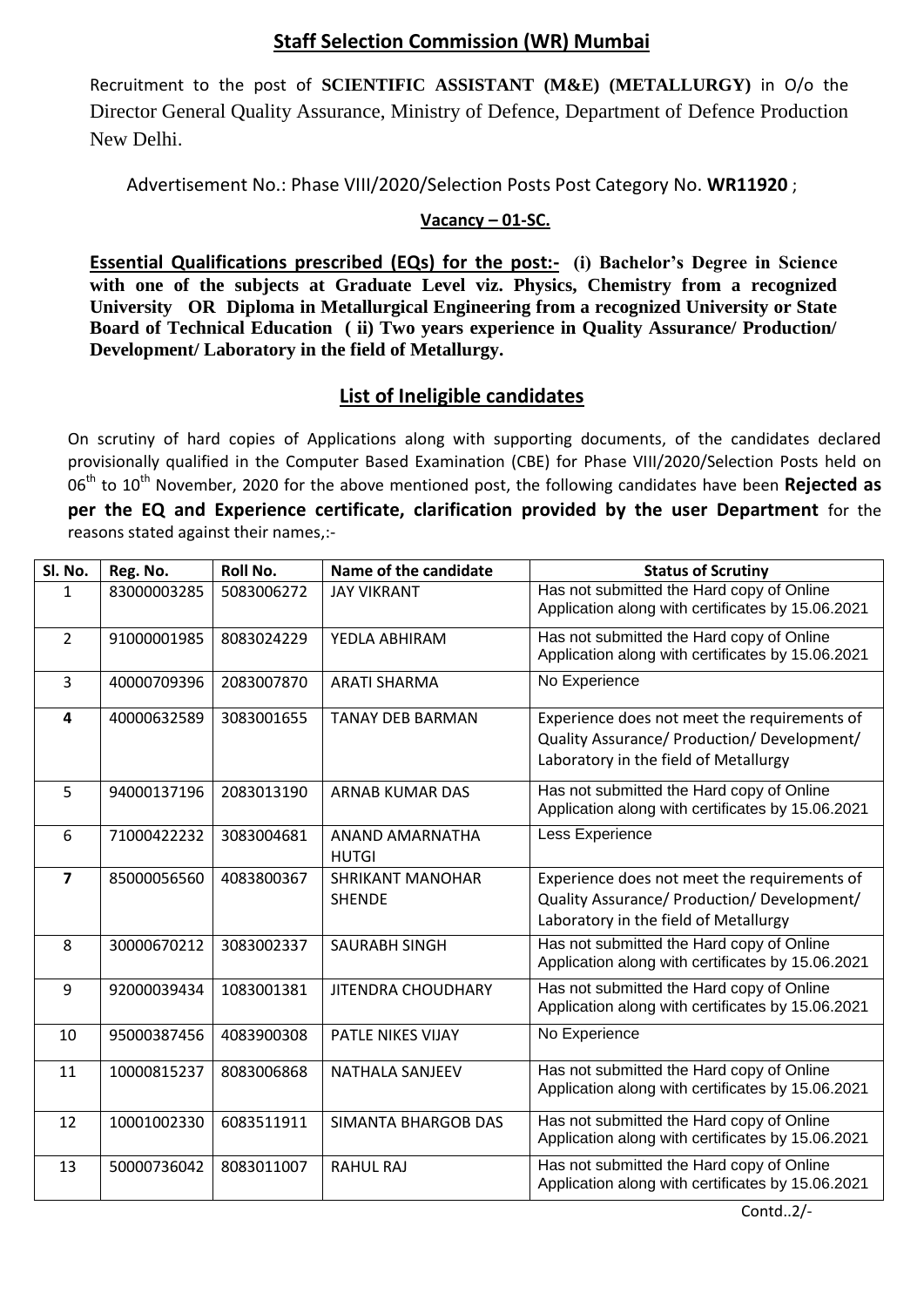## Staff Selection Commission (WR) Mumbai

Recruitment to the post of **SCIENTIFIC ASSISTANT (M&E) (METALLURGY)** in O/o the Director General Quality Assurance, Ministry of Defence, Department of Defence Production New Delhi.

Advertisement No.: Phase VIII/2020/Selection Posts Post Category No. **WR11920** ;

**Vacancy – 01-SC.**

**Essential Qualifications prescribed (EQs) for the post:- (i) Bachelor's Degree in Science with one of the subjects at Graduate Level viz. Physics, Chemistry from a recognized University OR Diploma in Metallurgical Engineering from a recognized University or State Board of Technical Education ( ii) Two years experience in Quality Assurance/ Production/ Development/ Laboratory in the field of Metallurgy.**

## List of Ineligible candidates

On scrutiny of hard copies of Applications along with supporting documents, of the candidates declared provisionally qualified in the Computer Based Examination (CBE) for Phase VIII/2020/Selection Posts held on 06th to 10th November, 2020 for the above mentioned post, the following candidates have been **Rejected as per the EQ and Experience certificate, clarification provided by the user Department** for the reasons stated against their names,:-

| Sl. No. | Reg. No. | Roll No. | Name of the candidate | Status of Scrutiny |
|---|---|---|---|---|
| 1 | 83000003285 | 5083006272 | JAY VIKRANT | Has not submitted the Hard copy of Online Application along with certificates by 15.06.2021 |
| 2 | 91000001985 | 8083024229 | YEDLA ABHIRAM | Has not submitted the Hard copy of Online Application along with certificates by 15.06.2021 |
| 3 | 40000709396 | 2083007870 | ARATI SHARMA | No Experience |
| **4** | 40000632589 | 3083001655 | TANAY DEB BARMAN | Experience does not meet the requirements of Quality Assurance/ Production/ Development/ Laboratory in the field of Metallurgy |
| 5 | 94000137196 | 2083013190 | ARNAB KUMAR DAS | Has not submitted the Hard copy of Online Application along with certificates by 15.06.2021 |
| 6 | 71000422232 | 3083004681 | ANAND AMARNATHA HUTGI | Less Experience |
| **7** | 85000056560 | 4083800367 | SHRIKANT MANOHAR SHENDE | Experience does not meet the requirements of Quality Assurance/ Production/ Development/ Laboratory in the field of Metallurgy |
| 8 | 30000670212 | 3083002337 | SAURABH SINGH | Has not submitted the Hard copy of Online Application along with certificates by 15.06.2021 |
| 9 | 92000039434 | 1083001381 | JITENDRA CHOUDHARY | Has not submitted the Hard copy of Online Application along with certificates by 15.06.2021 |
| 10 | 95000387456 | 4083900308 | PATLE NIKES VIJAY | No Experience |
| 11 | 10000815237 | 8083006868 | NATHALA SANJEEV | Has not submitted the Hard copy of Online Application along with certificates by 15.06.2021 |
| 12 | 10001002330 | 6083511911 | SIMANTA BHARGOB DAS | Has not submitted the Hard copy of Online Application along with certificates by 15.06.2021 |
| 13 | 50000736042 | 8083011007 | RAHUL RAJ | Has not submitted the Hard copy of Online Application along with certificates by 15.06.2021 |

Contd..2/-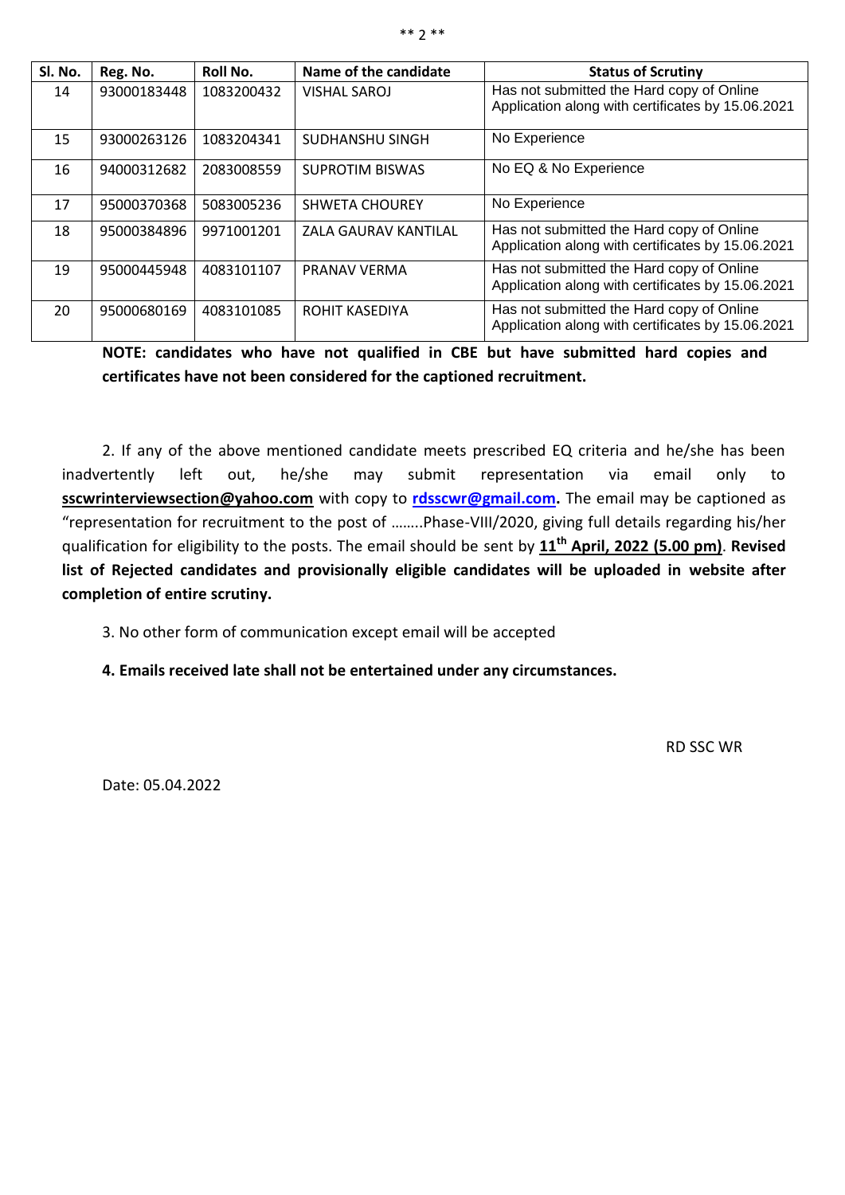| Sl. No. | Reg. No. | Roll No. | Name of the candidate | Status of Scrutiny |
|---|---|---|---|---|
| 14 | 93000183448 | 1083200432 | VISHAL SAROJ | Has not submitted the Hard copy of Online Application along with certificates by 15.06.2021 |
| 15 | 93000263126 | 1083204341 | SUDHANSHU SINGH | No Experience |
| 16 | 94000312682 | 2083008559 | SUPROTIM BISWAS | No EQ & No Experience |
| 17 | 95000370368 | 5083005236 | SHWETA CHOUREY | No Experience |
| 18 | 95000384896 | 9971001201 | ZALA GAURAV KANTILAL | Has not submitted the Hard copy of Online Application along with certificates by 15.06.2021 |
| 19 | 95000445948 | 4083101107 | PRANAV VERMA | Has not submitted the Hard copy of Online Application along with certificates by 15.06.2021 |
| 20 | 95000680169 | 4083101085 | ROHIT KASEDIYA | Has not submitted the Hard copy of Online Application along with certificates by 15.06.2021 |

**NOTE: candidates who have not qualified in CBE but have submitted hard copies and certificates have not been considered for the captioned recruitment.**

2. If any of the above mentioned candidate meets prescribed EQ criteria and he/she has been inadvertently left out, he/she may submit representation via email only to **sscwrinterviewsection@yahoo.com** with copy to **rdsscwr@gmail.com.** The email may be captioned as "representation for recruitment to the post of ……..Phase-VIII/2020, giving full details regarding his/her qualification for eligibility to the posts. The email should be sent by **11th April, 2022 (5.00 pm)**. **Revised list of Rejected candidates and provisionally eligible candidates will be uploaded in website after completion of entire scrutiny.**

3. No other form of communication except email will be accepted

**4. Emails received late shall not be entertained under any circumstances.**

RD SSC WR

Date: 05.04.2022